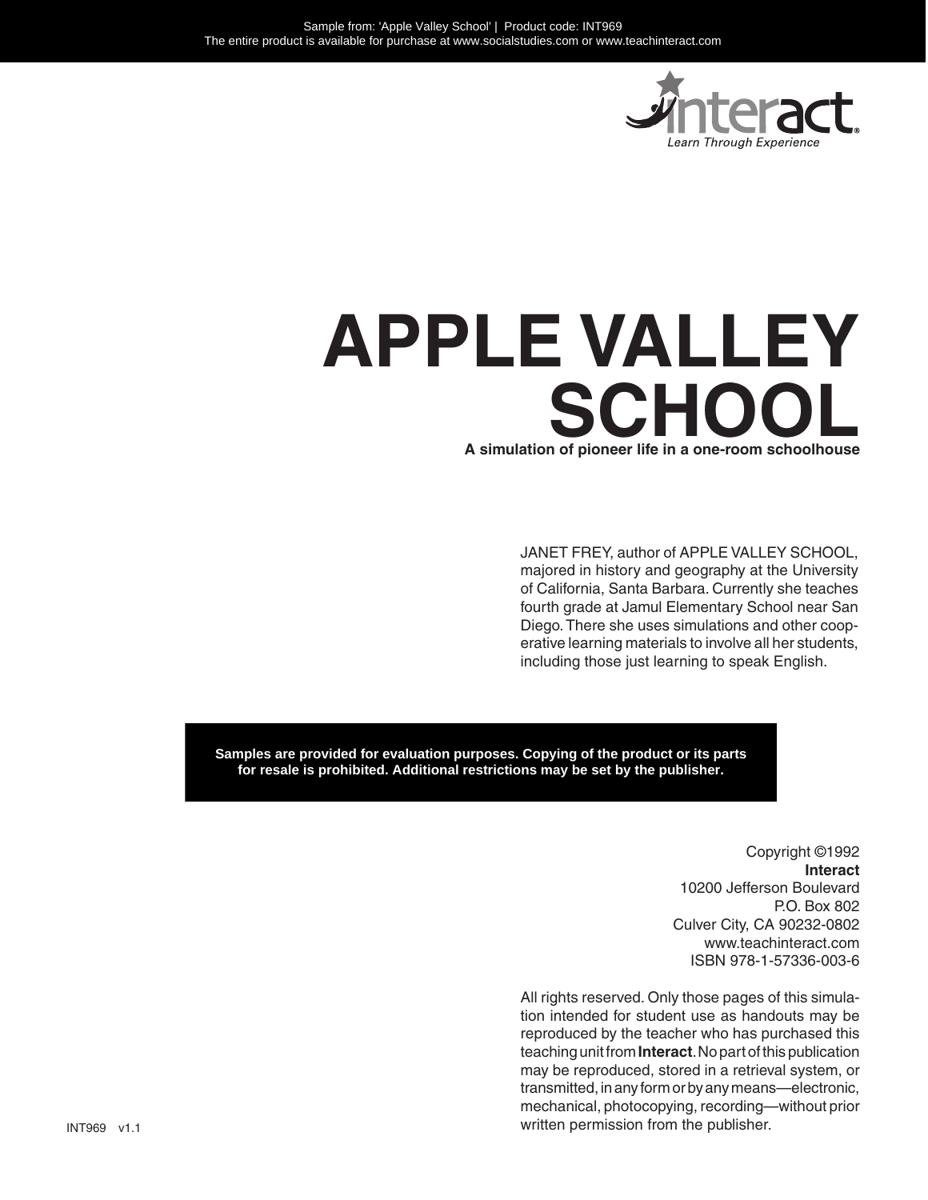Sample from: 'Apple Valley School' | Product code: INT969
The entire product is available for purchase at www.socialstudies.com or www.teachinteract.com

Interact
*Learn Through Experience*

# APPLE VALLEY SCHOOL

**A simulation of pioneer life in a one-room schoolhouse**

JANET FREY, author of APPLE VALLEY SCHOOL, majored in history and geography at the University of California, Santa Barbara. Currently she teaches fourth grade at Jamul Elementary School near San Diego. There she uses simulations and other cooperative learning materials to involve all her students, including those just learning to speak English.

**Samples are provided for evaluation purposes. Copying of the product or its parts for resale is prohibited. Additional restrictions may be set by the publisher.**

Copyright ©1992
**Interact**
10200 Jefferson Boulevard
P.O. Box 802
Culver City, CA 90232-0802
www.teachinteract.com
ISBN 978-1-57336-003-6

All rights reserved. Only those pages of this simulation intended for student use as handouts may be reproduced by the teacher who has purchased this teaching unit from **Interact**. No part of this publication may be reproduced, stored in a retrieval system, or transmitted, in any form or by any means—electronic, mechanical, photocopying, recording—without prior written permission from the publisher.

INT969 v1.1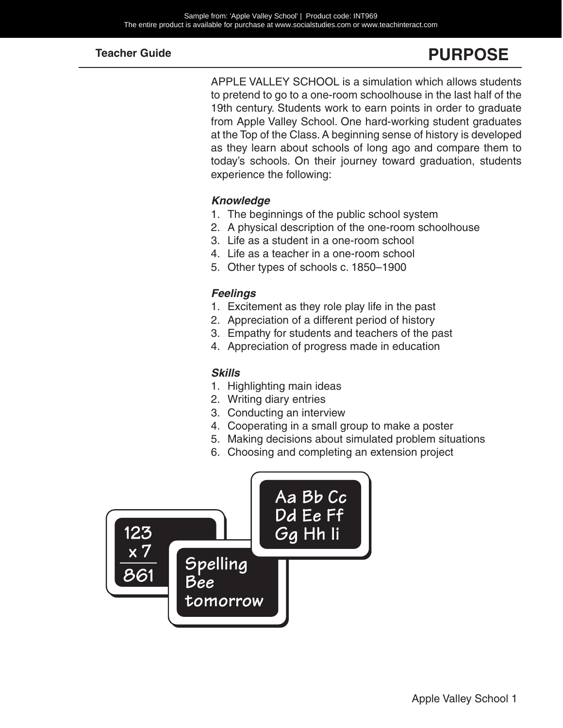# PURPOSE

APPLE VALLEY SCHOOL is a simulation which allows students to pretend to go to a one-room schoolhouse in the last half of the 19th century. Students work to earn points in order to graduate from Apple Valley School. One hard-working student graduates at the Top of the Class. A beginning sense of history is developed as they learn about schools of long ago and compare them to today's schools. On their journey toward graduation, students experience the following:

***Knowledge***

1. The beginnings of the public school system
2. A physical description of the one-room schoolhouse
3. Life as a student in a one-room school
4. Life as a teacher in a one-room school
5. Other types of schools c. 1850–1900

***Feelings***

1. Excitement as they role play life in the past
2. Appreciation of a different period of history
3. Empathy for students and teachers of the past
4. Appreciation of progress made in education

***Skills***

1. Highlighting main ideas
2. Writing diary entries
3. Conducting an interview
4. Cooperating in a small group to make a poster
5. Making decisions about simulated problem situations
6. Choosing and completing an extension project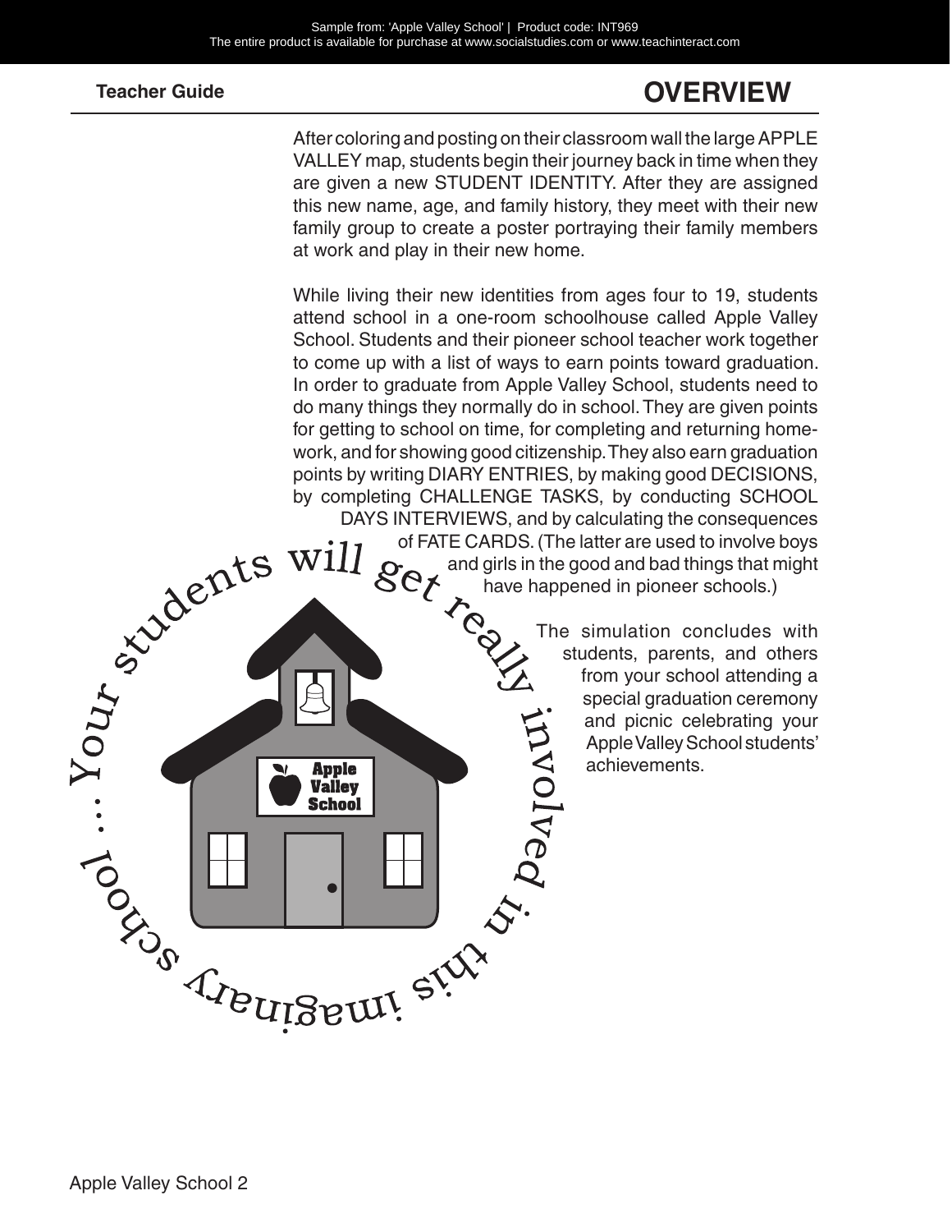# OVERVIEW

After coloring and posting on their classroom wall the large APPLE VALLEY map, students begin their journey back in time when they are given a new STUDENT IDENTITY. After they are assigned this new name, age, and family history, they meet with their new family group to create a poster portraying their family members at work and play in their new home.

While living their new identities from ages four to 19, students attend school in a one-room schoolhouse called Apple Valley School. Students and their pioneer school teacher work together to come up with a list of ways to earn points toward graduation. In order to graduate from Apple Valley School, students need to do many things they normally do in school. They are given points for getting to school on time, for completing and returning homework, and for showing good citizenship. They also earn graduation points by writing DIARY ENTRIES, by making good DECISIONS, by completing CHALLENGE TASKS, by conducting SCHOOL DAYS INTERVIEWS, and by calculating the consequences of FATE CARDS. (The latter are used to involve boys and girls in the good and bad things that might have happened in pioneer schools.)

The simulation concludes with students, parents, and others from your school attending a special graduation ceremony and picnic celebrating your Apple Valley School students' achievements.

Your students will get really involved in this imaginary school . . .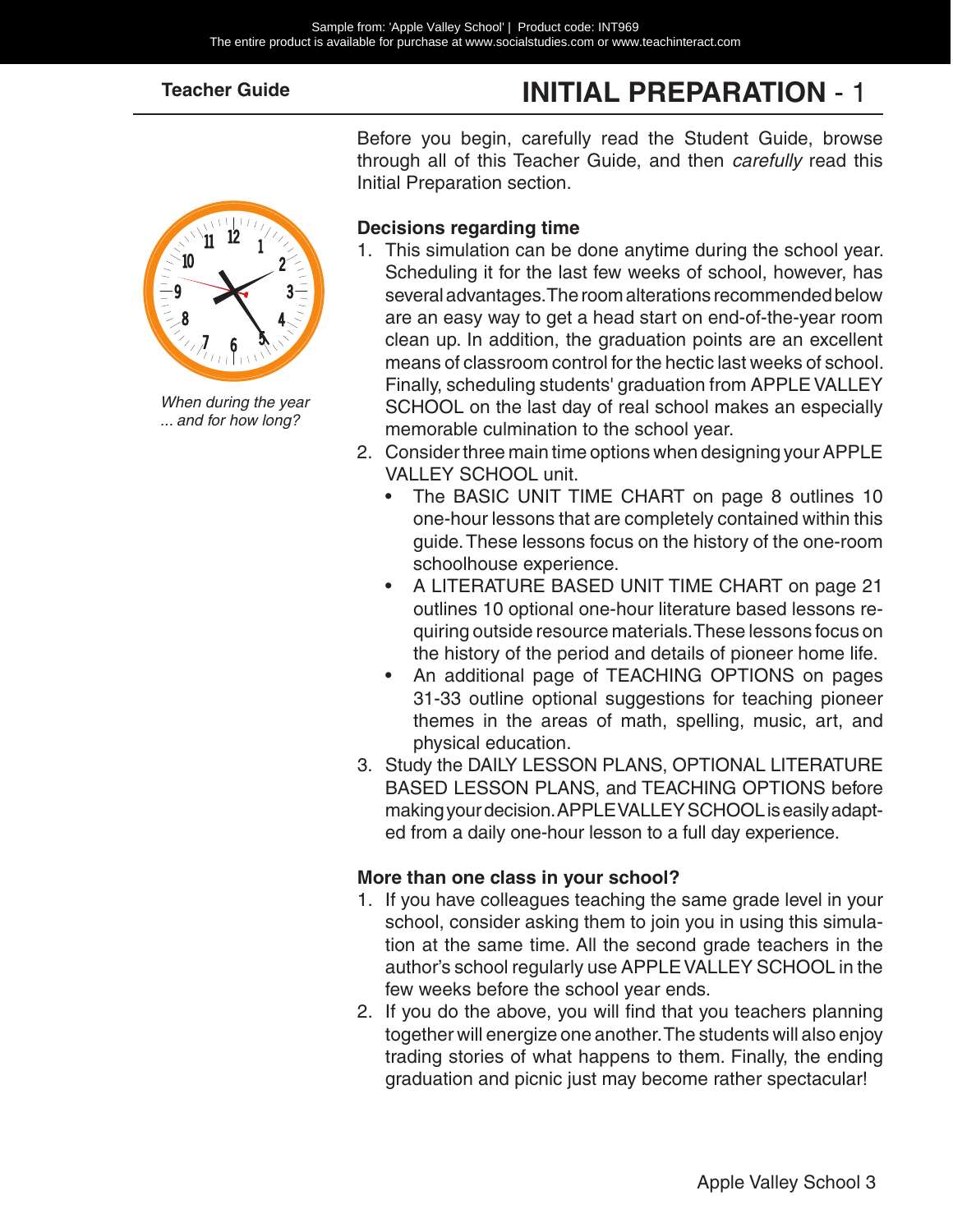# INITIAL PREPARATION - 1

Before you begin, carefully read the Student Guide, browse through all of this Teacher Guide, and then *carefully* read this Initial Preparation section.

*When during the year ... and for how long?*

### Decisions regarding time

1. This simulation can be done anytime during the school year. Scheduling it for the last few weeks of school, however, has several advantages. The room alterations recommended below are an easy way to get a head start on end-of-the-year room clean up. In addition, the graduation points are an excellent means of classroom control for the hectic last weeks of school. Finally, scheduling students' graduation from APPLE VALLEY SCHOOL on the last day of real school makes an especially memorable culmination to the school year.
2. Consider three main time options when designing your APPLE VALLEY SCHOOL unit.
   - The BASIC UNIT TIME CHART on page 8 outlines 10 one-hour lessons that are completely contained within this guide. These lessons focus on the history of the one-room schoolhouse experience.
   - A LITERATURE BASED UNIT TIME CHART on page 21 outlines 10 optional one-hour literature based lessons requiring outside resource materials. These lessons focus on the history of the period and details of pioneer home life.
   - An additional page of TEACHING OPTIONS on pages 31-33 outline optional suggestions for teaching pioneer themes in the areas of math, spelling, music, art, and physical education.
3. Study the DAILY LESSON PLANS, OPTIONAL LITERATURE BASED LESSON PLANS, and TEACHING OPTIONS before making your decision. APPLE VALLEY SCHOOL is easily adapted from a daily one-hour lesson to a full day experience.

### More than one class in your school?

1. If you have colleagues teaching the same grade level in your school, consider asking them to join you in using this simulation at the same time. All the second grade teachers in the author's school regularly use APPLE VALLEY SCHOOL in the few weeks before the school year ends.
2. If you do the above, you will find that you teachers planning together will energize one another. The students will also enjoy trading stories of what happens to them. Finally, the ending graduation and picnic just may become rather spectacular!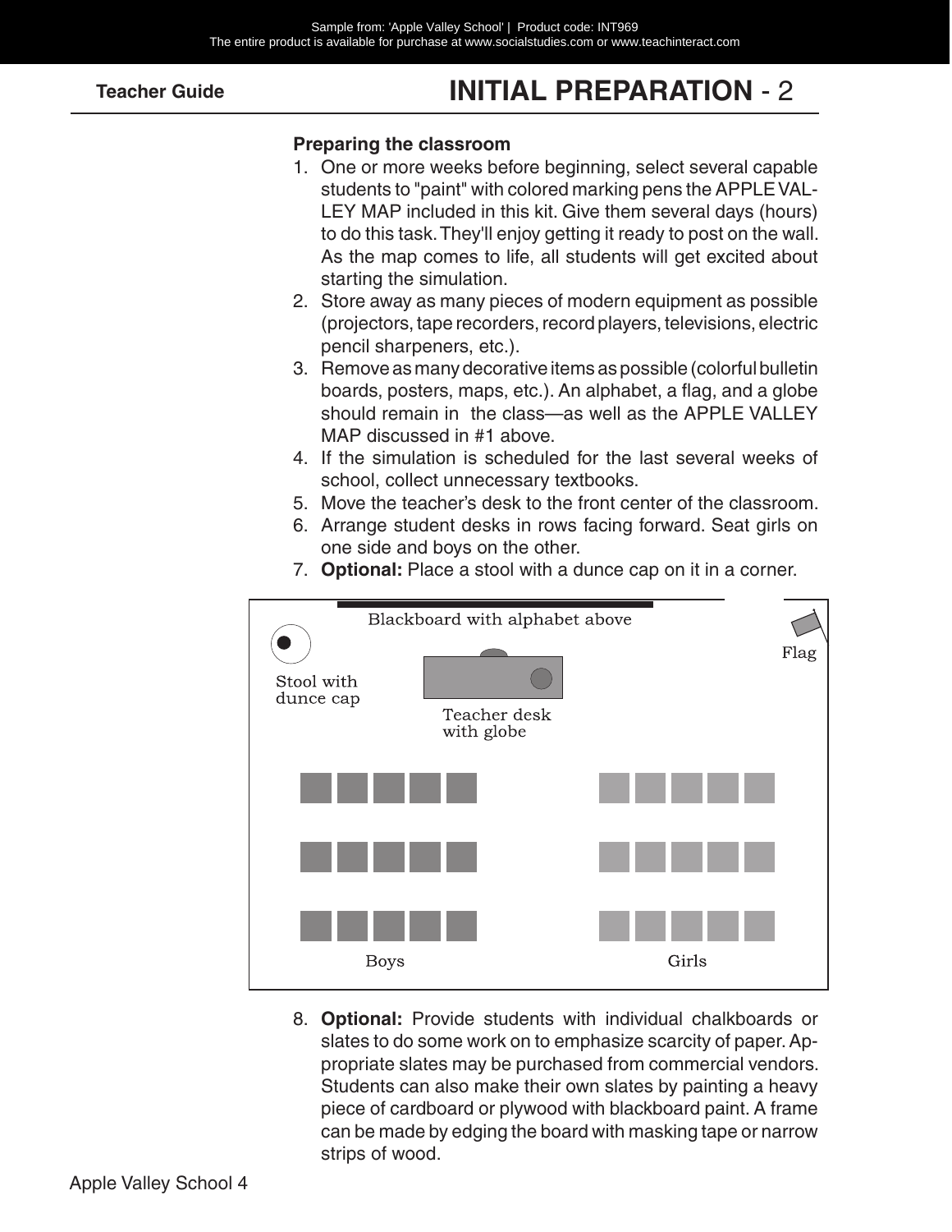## INITIAL PREPARATION - 2

**Preparing the classroom**

1. One or more weeks before beginning, select several capable students to "paint" with colored marking pens the APPLE VALLEY MAP included in this kit. Give them several days (hours) to do this task. They'll enjoy getting it ready to post on the wall. As the map comes to life, all students will get excited about starting the simulation.
2. Store away as many pieces of modern equipment as possible (projectors, tape recorders, record players, televisions, electric pencil sharpeners, etc.).
3. Remove as many decorative items as possible (colorful bulletin boards, posters, maps, etc.). An alphabet, a flag, and a globe should remain in the class—as well as the APPLE VALLEY MAP discussed in #1 above.
4. If the simulation is scheduled for the last several weeks of school, collect unnecessary textbooks.
5. Move the teacher's desk to the front center of the classroom.
6. Arrange student desks in rows facing forward. Seat girls on one side and boys on the other.
7. **Optional:** Place a stool with a dunce cap on it in a corner.

Blackboard with alphabet above

Flag

Stool with dunce cap

Teacher desk with globe

Boys

Girls

8. **Optional:** Provide students with individual chalkboards or slates to do some work on to emphasize scarcity of paper. Appropriate slates may be purchased from commercial vendors. Students can also make their own slates by painting a heavy piece of cardboard or plywood with blackboard paint. A frame can be made by edging the board with masking tape or narrow strips of wood.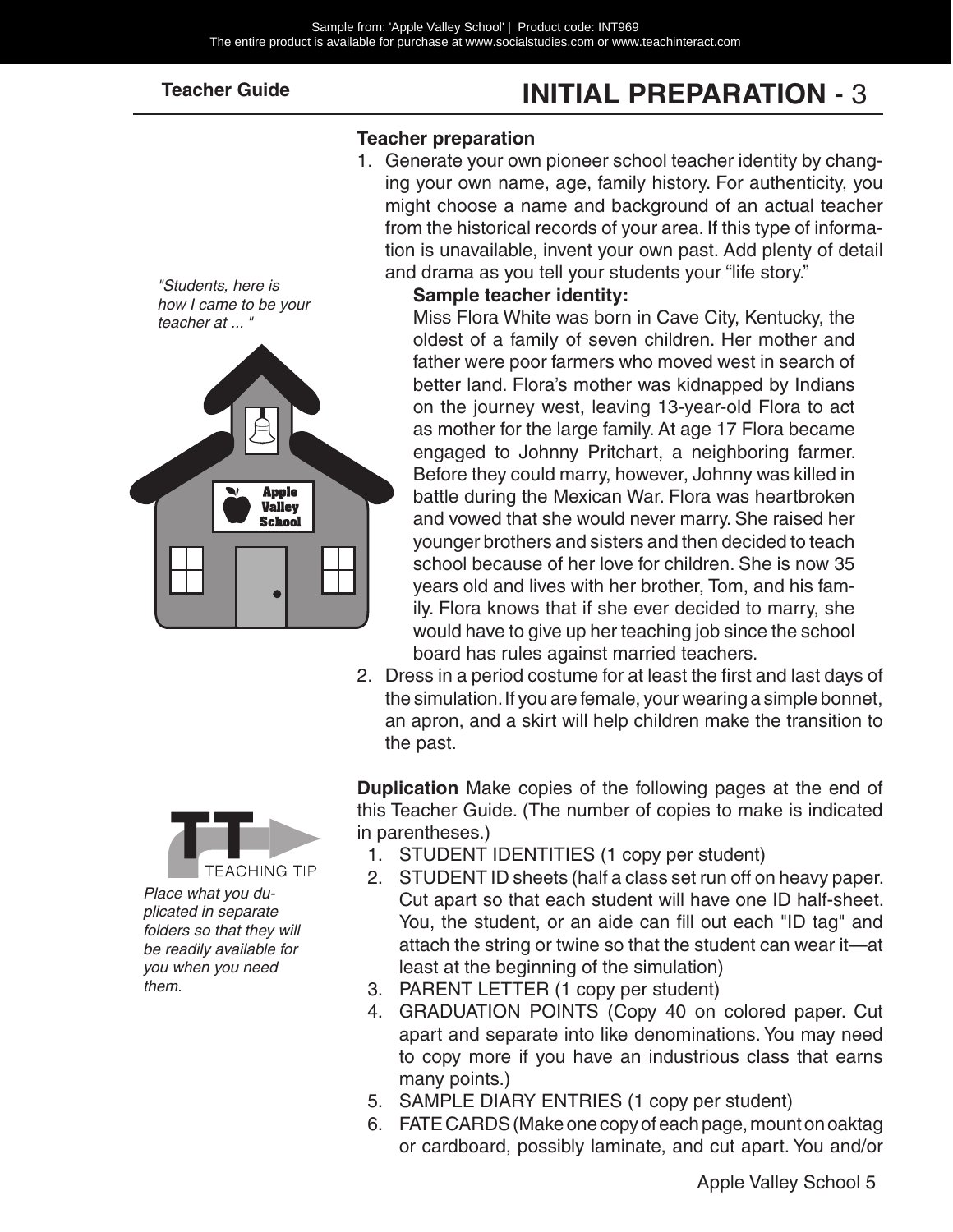## INITIAL PREPARATION - 3

*"Students, here is how I came to be your teacher at ... "*

### Teacher preparation

1. Generate your own pioneer school teacher identity by changing your own name, age, family history. For authenticity, you might choose a name and background of an actual teacher from the historical records of your area. If this type of information is unavailable, invent your own past. Add plenty of detail and drama as you tell your students your "life story."

   **Sample teacher identity:**

   Miss Flora White was born in Cave City, Kentucky, the oldest of a family of seven children. Her mother and father were poor farmers who moved west in search of better land. Flora's mother was kidnapped by Indians on the journey west, leaving 13-year-old Flora to act as mother for the large family. At age 17 Flora became engaged to Johnny Pritchart, a neighboring farmer. Before they could marry, however, Johnny was killed in battle during the Mexican War. Flora was heartbroken and vowed that she would never marry. She raised her younger brothers and sisters and then decided to teach school because of her love for children. She is now 35 years old and lives with her brother, Tom, and his family. Flora knows that if she ever decided to marry, she would have to give up her teaching job since the school board has rules against married teachers.

2. Dress in a period costume for at least the first and last days of the simulation. If you are female, your wearing a simple bonnet, an apron, and a skirt will help children make the transition to the past.

**TEACHING TIP**

*Place what you duplicated in separate folders so that they will be readily available for you when you need them.*

**Duplication** Make copies of the following pages at the end of this Teacher Guide. (The number of copies to make is indicated in parentheses.)

1. STUDENT IDENTITIES (1 copy per student)
2. STUDENT ID sheets (half a class set run off on heavy paper. Cut apart so that each student will have one ID half-sheet. You, the student, or an aide can fill out each "ID tag" and attach the string or twine so that the student can wear it—at least at the beginning of the simulation)
3. PARENT LETTER (1 copy per student)
4. GRADUATION POINTS (Copy 40 on colored paper. Cut apart and separate into like denominations. You may need to copy more if you have an industrious class that earns many points.)
5. SAMPLE DIARY ENTRIES (1 copy per student)
6. FATE CARDS (Make one copy of each page, mount on oaktag or cardboard, possibly laminate, and cut apart. You and/or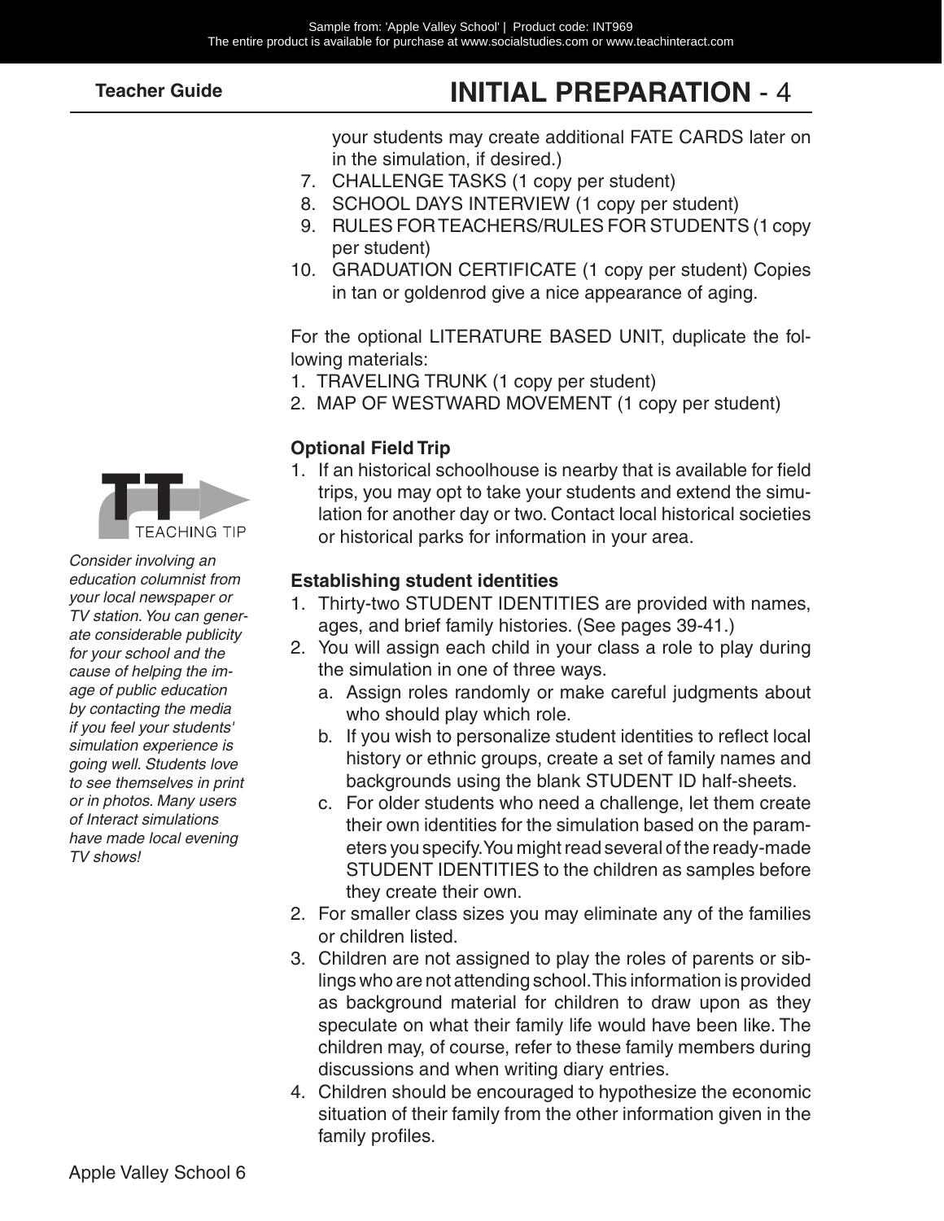your students may create additional FATE CARDS later on in the simulation, if desired.)

7. CHALLENGE TASKS (1 copy per student)
8. SCHOOL DAYS INTERVIEW (1 copy per student)
9. RULES FOR TEACHERS/RULES FOR STUDENTS (1 copy per student)
10. GRADUATION CERTIFICATE (1 copy per student) Copies in tan or goldenrod give a nice appearance of aging.

For the optional LITERATURE BASED UNIT, duplicate the following materials:

1. TRAVELING TRUNK (1 copy per student)
2. MAP OF WESTWARD MOVEMENT (1 copy per student)

**Optional Field Trip**

1. If an historical schoolhouse is nearby that is available for field trips, you may opt to take your students and extend the simulation for another day or two. Contact local historical societies or historical parks for information in your area.

TEACHING TIP

*Consider involving an education columnist from your local newspaper or TV station. You can generate considerable publicity for your school and the cause of helping the image of public education by contacting the media if you feel your students' simulation experience is going well. Students love to see themselves in print or in photos. Many users of Interact simulations have made local evening TV shows!*

**Establishing student identities**

1. Thirty-two STUDENT IDENTITIES are provided with names, ages, and brief family histories. (See pages 39-41.)
2. You will assign each child in your class a role to play during the simulation in one of three ways.
   a. Assign roles randomly or make careful judgments about who should play which role.
   b. If you wish to personalize student identities to reflect local history or ethnic groups, create a set of family names and backgrounds using the blank STUDENT ID half-sheets.
   c. For older students who need a challenge, let them create their own identities for the simulation based on the parameters you specify. You might read several of the ready-made STUDENT IDENTITIES to the children as samples before they create their own.
2. For smaller class sizes you may eliminate any of the families or children listed.
3. Children are not assigned to play the roles of parents or siblings who are not attending school. This information is provided as background material for children to draw upon as they speculate on what their family life would have been like. The children may, of course, refer to these family members during discussions and when writing diary entries.
4. Children should be encouraged to hypothesize the economic situation of their family from the other information given in the family profiles.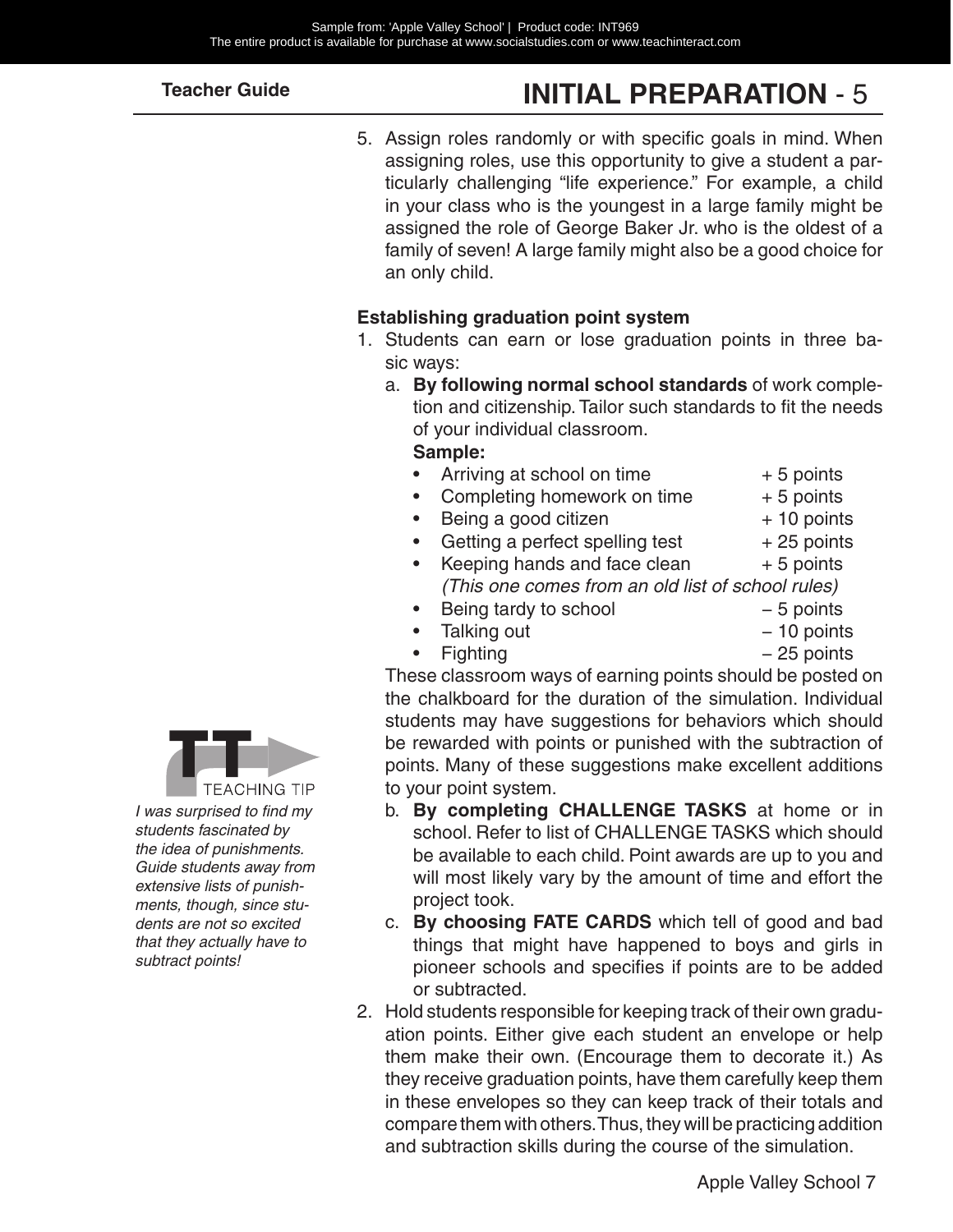5. Assign roles randomly or with specific goals in mind. When assigning roles, use this opportunity to give a student a particularly challenging "life experience." For example, a child in your class who is the youngest in a large family might be assigned the role of George Baker Jr. who is the oldest of a family of seven! A large family might also be a good choice for an only child.

**Establishing graduation point system**

1. Students can earn or lose graduation points in three basic ways:
   a. **By following normal school standards** of work completion and citizenship. Tailor such standards to fit the needs of your individual classroom.
   **Sample:**
   - Arriving at school on time + 5 points
   - Completing homework on time + 5 points
   - Being a good citizen + 10 points
   - Getting a perfect spelling test + 25 points
   - Keeping hands and face clean + 5 points
     *(This one comes from an old list of school rules)*
   - Being tardy to school – 5 points
   - Talking out – 10 points
   - Fighting – 25 points

   These classroom ways of earning points should be posted on the chalkboard for the duration of the simulation. Individual students may have suggestions for behaviors which should be rewarded with points or punished with the subtraction of points. Many of these suggestions make excellent additions to your point system.
   b. **By completing CHALLENGE TASKS** at home or in school. Refer to list of CHALLENGE TASKS which should be available to each child. Point awards are up to you and will most likely vary by the amount of time and effort the project took.
   c. **By choosing FATE CARDS** which tell of good and bad things that might have happened to boys and girls in pioneer schools and specifies if points are to be added or subtracted.
2. Hold students responsible for keeping track of their own graduation points. Either give each student an envelope or help them make their own. (Encourage them to decorate it.) As they receive graduation points, have them carefully keep them in these envelopes so they can keep track of their totals and compare them with others. Thus, they will be practicing addition and subtraction skills during the course of the simulation.

TT TEACHING TIP

*I was surprised to find my students fascinated by the idea of punishments. Guide students away from extensive lists of punishments, though, since students are not so excited that they actually have to subtract points!*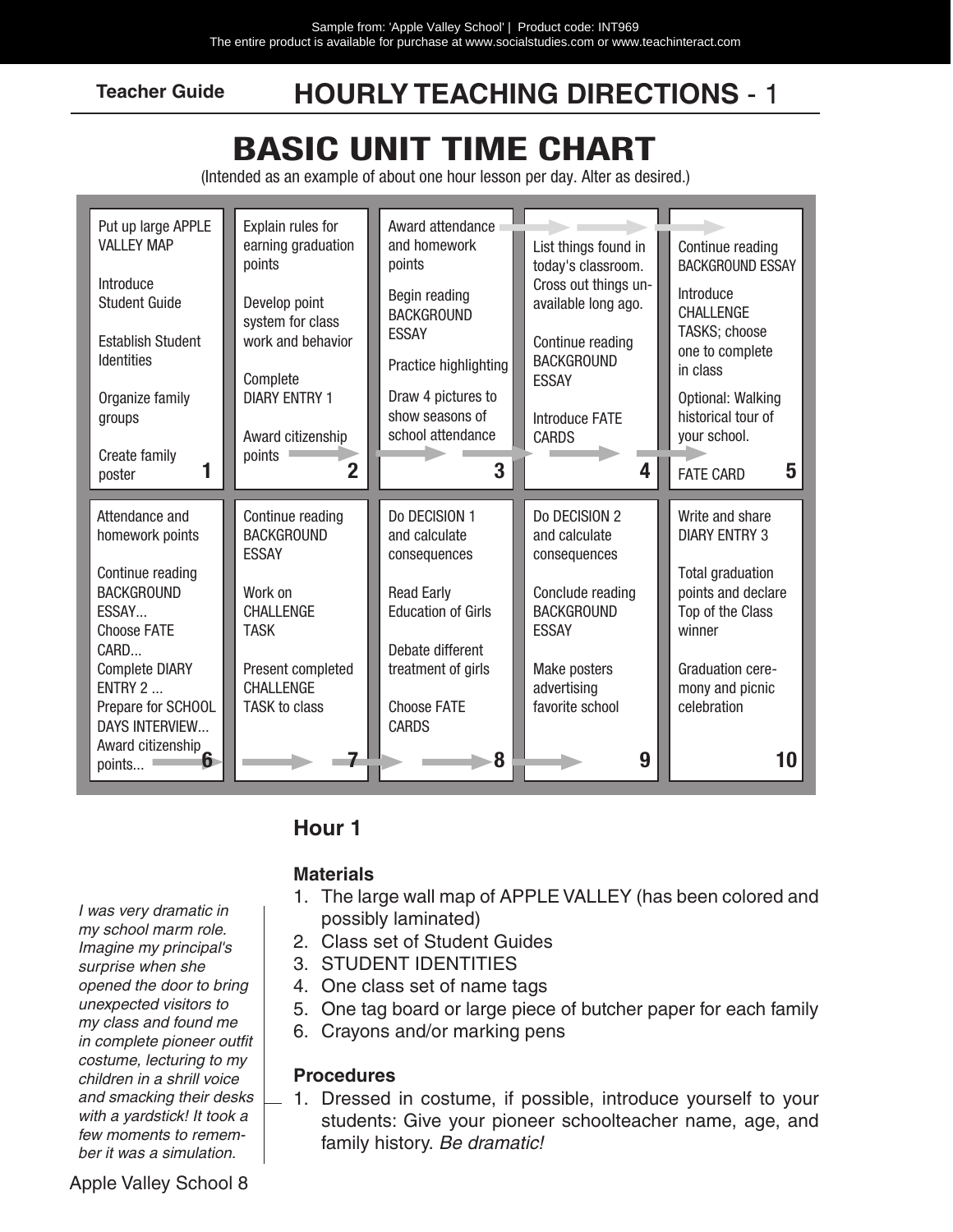Teacher Guide **HOURLY TEACHING DIRECTIONS** - 1

# BASIC UNIT TIME CHART

(Intended as an example of about one hour lesson per day. Alter as desired.)

| 1 | 2 | 3 | 4 | 5 |
|---|---|---|---|---|
| Put up large APPLE VALLEY MAP<br><br>Introduce Student Guide<br><br>Establish Student Identities<br><br>Organize family groups<br><br>Create family poster | Explain rules for earning graduation points<br><br>Develop point system for class work and behavior<br><br>Complete DIARY ENTRY 1<br><br>Award citizenship points | Award attendance and homework points<br><br>Begin reading BACKGROUND ESSAY<br><br>Practice highlighting<br><br>Draw 4 pictures to show seasons of school attendance | List things found in today's classroom. Cross out things unavailable long ago.<br><br>Continue reading BACKGROUND ESSAY<br><br>Introduce FATE CARDS | Continue reading BACKGROUND ESSAY<br><br>Introduce CHALLENGE TASKS; choose one to complete in class<br><br>Optional: Walking historical tour of your school.<br><br>FATE CARD |

| 6 | 7 | 8 | 9 | 10 |
|---|---|---|---|---|
| Attendance and homework points<br><br>Continue reading BACKGROUND ESSAY...<br>Choose FATE CARD...<br>Complete DIARY ENTRY 2 ...<br>Prepare for SCHOOL DAYS INTERVIEW...<br>Award citizenship points... | Continue reading BACKGROUND ESSAY<br><br>Work on CHALLENGE TASK<br><br>Present completed CHALLENGE TASK to class | Do DECISION 1 and calculate consequences<br><br>Read Early Education of Girls<br><br>Debate different treatment of girls<br><br>Choose FATE CARDS | Do DECISION 2 and calculate consequences<br><br>Conclude reading BACKGROUND ESSAY<br><br>Make posters advertising favorite school | Write and share DIARY ENTRY 3<br><br>Total graduation points and declare Top of the Class winner<br><br>Graduation ceremony and picnic celebration |

## Hour 1

### Materials

1. The large wall map of APPLE VALLEY (has been colored and possibly laminated)
2. Class set of Student Guides
3. STUDENT IDENTITIES
4. One class set of name tags
5. One tag board or large piece of butcher paper for each family
6. Crayons and/or marking pens

### Procedures

1. Dressed in costume, if possible, introduce yourself to your students: Give your pioneer schoolteacher name, age, and family history. *Be dramatic!*

*I was very dramatic in my school marm role. Imagine my principal's surprise when she opened the door to bring unexpected visitors to my class and found me in complete pioneer outfit costume, lecturing to my children in a shrill voice and smacking their desks with a yardstick! It took a few moments to remember it was a simulation.*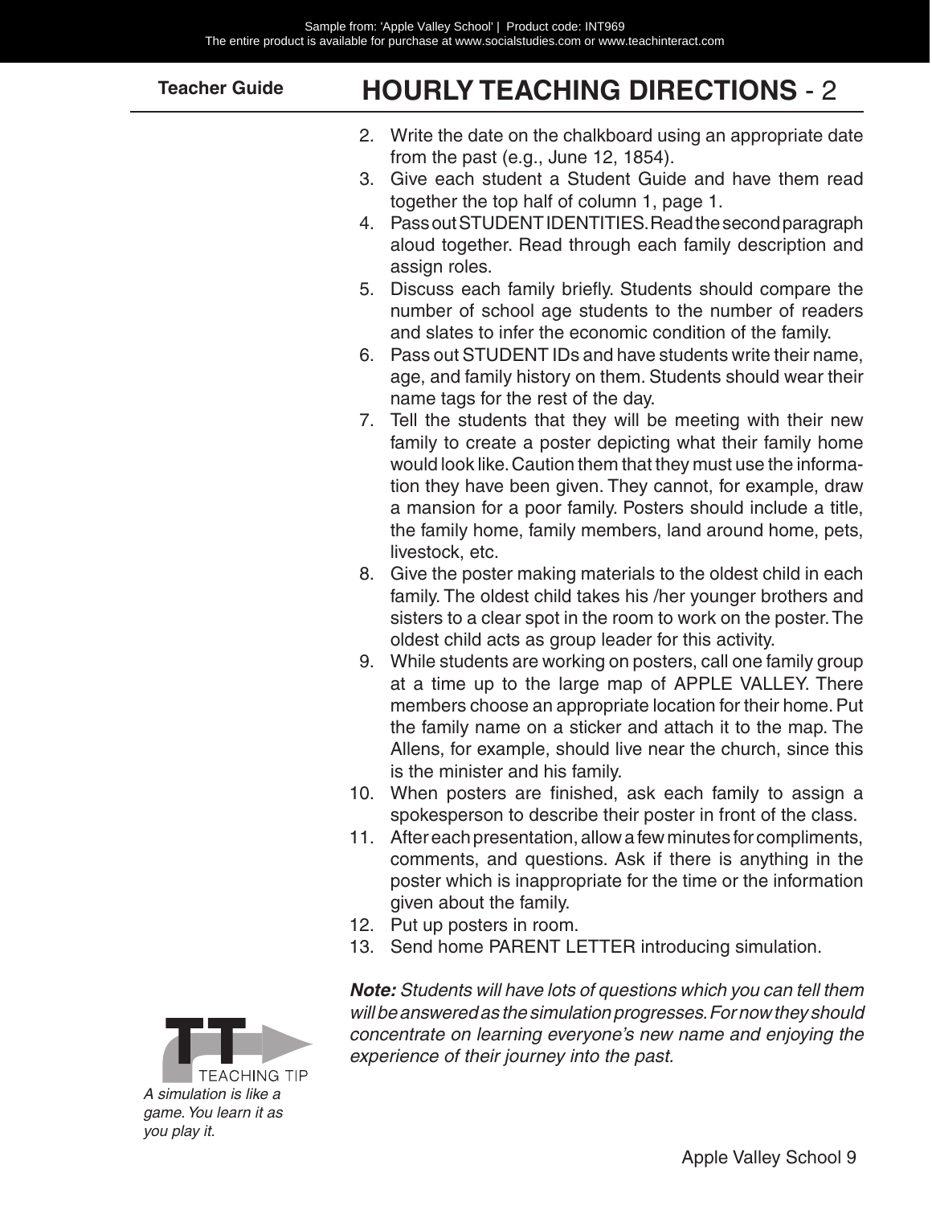Teacher Guide

## HOURLY TEACHING DIRECTIONS - 2

2. Write the date on the chalkboard using an appropriate date from the past (e.g., June 12, 1854).
3. Give each student a Student Guide and have them read together the top half of column 1, page 1.
4. Pass out STUDENT IDENTITIES. Read the second paragraph aloud together. Read through each family description and assign roles.
5. Discuss each family briefly. Students should compare the number of school age students to the number of readers and slates to infer the economic condition of the family.
6. Pass out STUDENT IDs and have students write their name, age, and family history on them. Students should wear their name tags for the rest of the day.
7. Tell the students that they will be meeting with their new family to create a poster depicting what their family home would look like. Caution them that they must use the information they have been given. They cannot, for example, draw a mansion for a poor family. Posters should include a title, the family home, family members, land around home, pets, livestock, etc.
8. Give the poster making materials to the oldest child in each family. The oldest child takes his /her younger brothers and sisters to a clear spot in the room to work on the poster. The oldest child acts as group leader for this activity.
9. While students are working on posters, call one family group at a time up to the large map of APPLE VALLEY. There members choose an appropriate location for their home. Put the family name on a sticker and attach it to the map. The Allens, for example, should live near the church, since this is the minister and his family.
10. When posters are finished, ask each family to assign a spokesperson to describe their poster in front of the class.
11. After each presentation, allow a few minutes for compliments, comments, and questions. Ask if there is anything in the poster which is inappropriate for the time or the information given about the family.
12. Put up posters in room.
13. Send home PARENT LETTER introducing simulation.

***Note:*** *Students will have lots of questions which you can tell them will be answered as the simulation progresses. For now they should concentrate on learning everyone's new name and enjoying the experience of their journey into the past.*

TT TEACHING TIP

*A simulation is like a game. You learn it as you play it.*